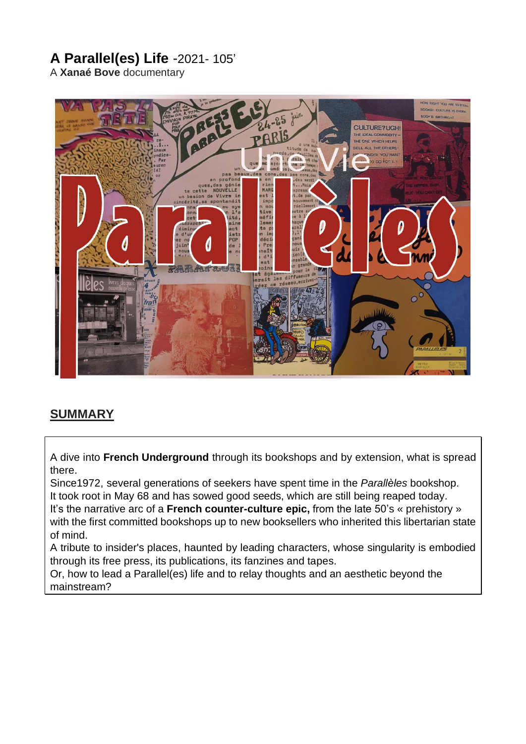# **A Parallel(es) Life** -2021- 105'

A **Xanaé Bove** documentary

## SUMMARY

A dive into **French Underground** through its bookshops and by extension, what is spread there.
Since1972, several generations of seekers have spent time in the *Parallèles* bookshop.
It took root in May 68 and has sowed good seeds, which are still being reaped today.
It's the narrative arc of a **French counter-culture epic,** from the late 50's « prehistory » with the first committed bookshops up to new booksellers who inherited this libertarian state of mind.
A tribute to insider's places, haunted by leading characters, whose singularity is embodied through its free press, its publications, its fanzines and tapes.
Or, how to lead a Parallel(es) life and to relay thoughts and an aesthetic beyond the mainstream?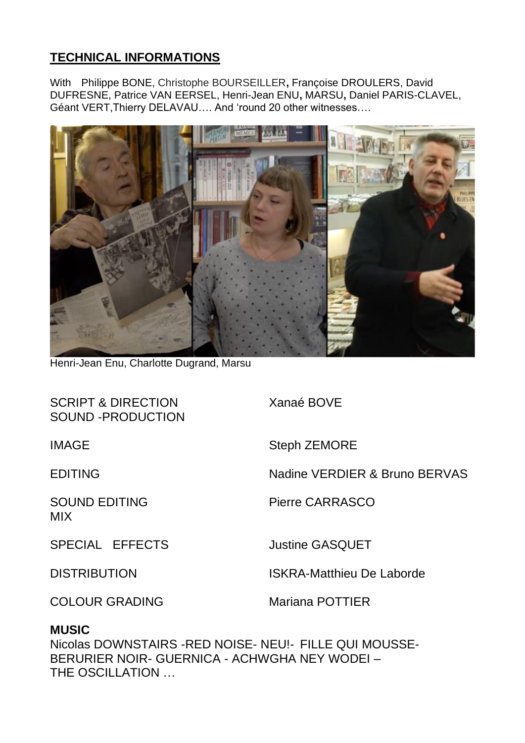## **TECHNICAL INFORMATIONS**

With Philippe BONE, Christophe BOURSEILLER**,** Françoise DROULERS, David DUFRESNE, Patrice VAN EERSEL, Henri-Jean ENU**,** MARSU**,** Daniel PARIS-CLAVEL, Géant VERT,Thierry DELAVAU…. And 'round 20 other witnesses….

Henri-Jean Enu, Charlotte Dugrand, Marsu

| | |
|---|---|
| SCRIPT & DIRECTION<br>SOUND -PRODUCTION | Xanaé BOVE |
| IMAGE | Steph ZEMORE |
| EDITING | Nadine VERDIER & Bruno BERVAS |
| SOUND EDITING<br>MIX | Pierre CARRASCO |
| SPECIAL EFFECTS | Justine GASQUET |
| DISTRIBUTION | ISKRA-Matthieu De Laborde |
| COLOUR GRADING | Mariana POTTIER |

**MUSIC**

Nicolas DOWNSTAIRS -RED NOISE- NEU!- FILLE QUI MOUSSE- BERURIER NOIR- GUERNICA - ACHWGHA NEY WODEI – THE OSCILLATION …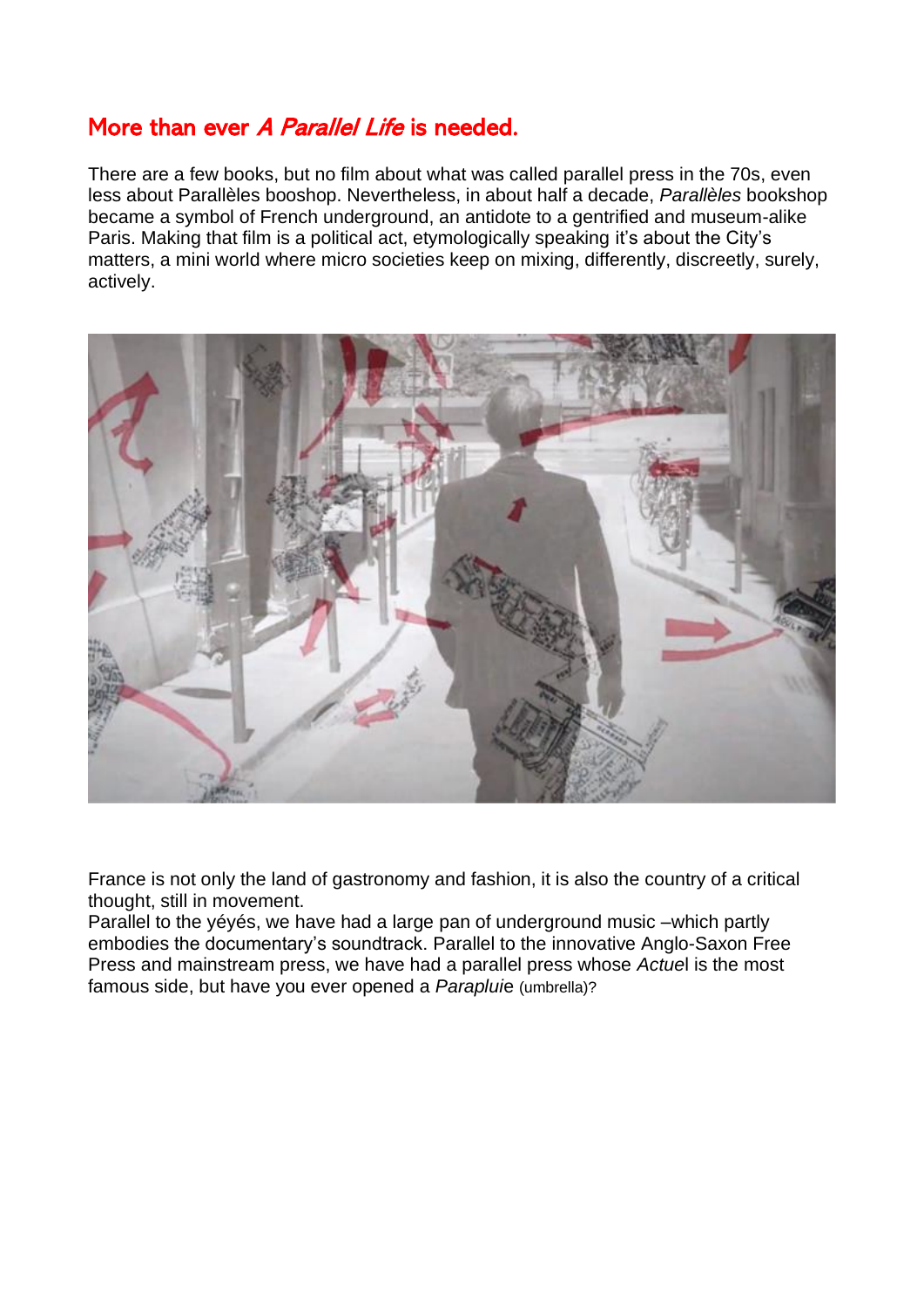## More than ever *A Parallel Life* is needed.

There are a few books, but no film about what was called parallel press in the 70s, even less about Parallèles booshop. Nevertheless, in about half a decade, *Parallèles* bookshop became a symbol of French underground, an antidote to a gentrified and museum-alike Paris. Making that film is a political act, etymologically speaking it's about the City's matters, a mini world where micro societies keep on mixing, differently, discreetly, surely, actively.

France is not only the land of gastronomy and fashion, it is also the country of a critical thought, still in movement.
Parallel to the yéyés, we have had a large pan of underground music –which partly embodies the documentary's soundtrack. Parallel to the innovative Anglo-Saxon Free Press and mainstream press, we have had a parallel press whose *Actue*l is the most famous side, but have you ever opened a *Parapluie* (umbrella)?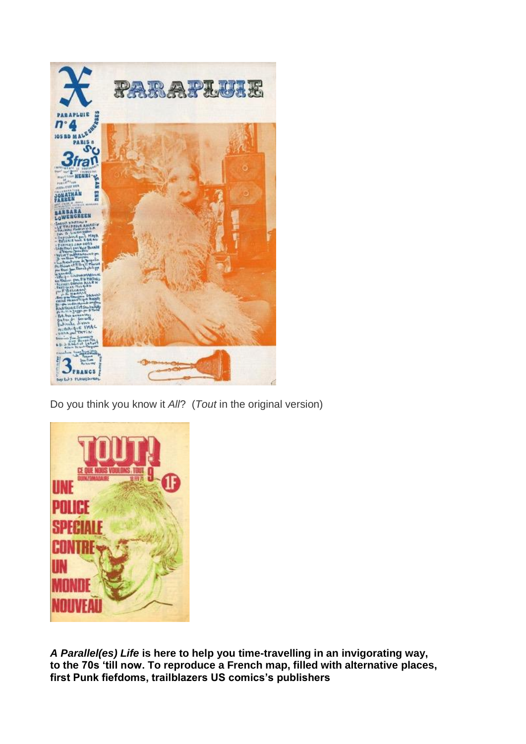Do you think you know it *All*? (*Tout* in the original version)

***A Parallel(es) Life* is here to help you time-travelling in an invigorating way, to the 70s 'till now. To reproduce a French map, filled with alternative places, first Punk fiefdoms, trailblazers US comics's publishers**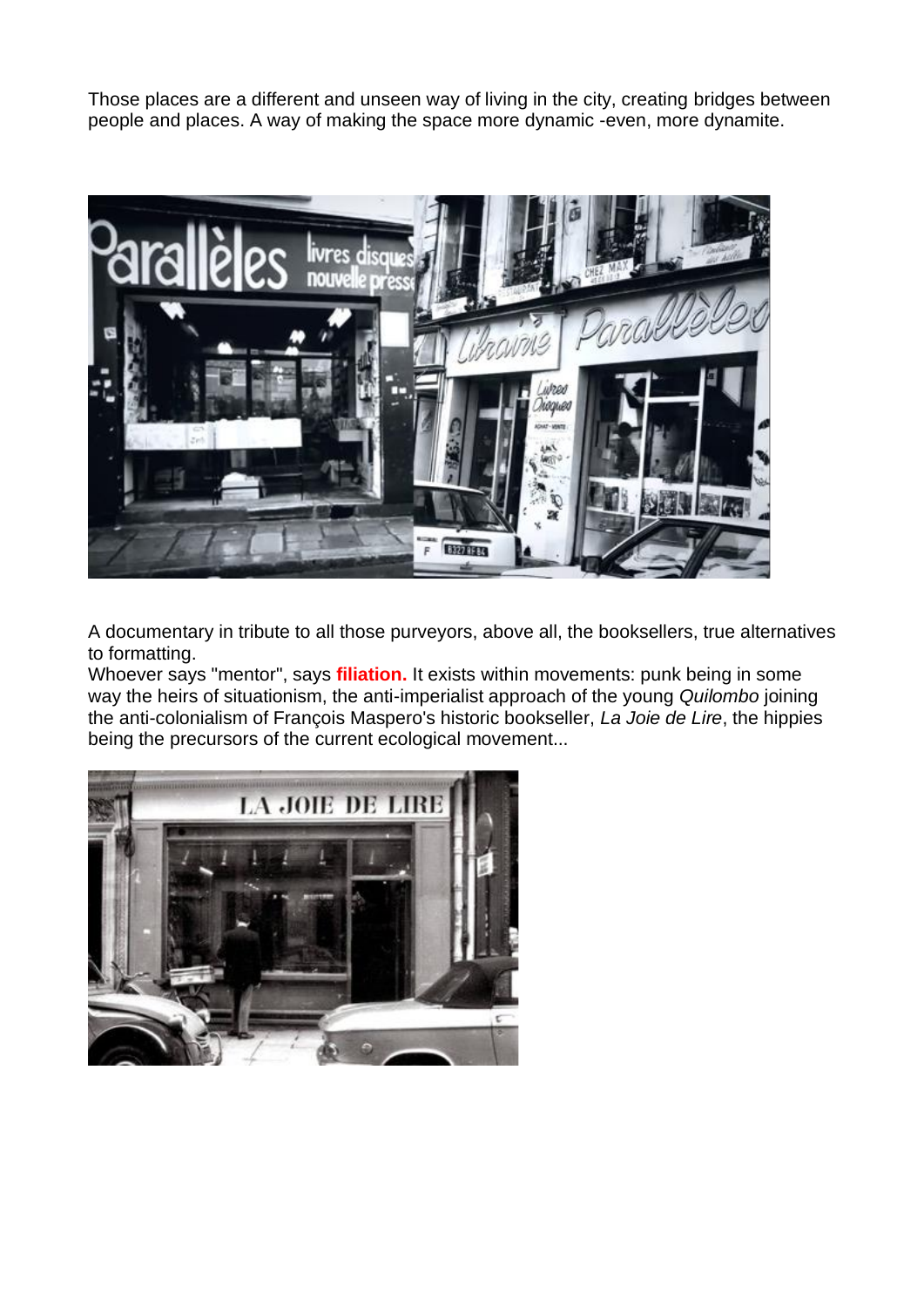Those places are a different and unseen way of living in the city, creating bridges between people and places. A way of making the space more dynamic -even, more dynamite.

A documentary in tribute to all those purveyors, above all, the booksellers, true alternatives to formatting.

Whoever says "mentor", says **filiation.** It exists within movements: punk being in some way the heirs of situationism, the anti-imperialist approach of the young *Quilombo* joining the anti-colonialism of François Maspero's historic bookseller, *La Joie de Lire*, the hippies being the precursors of the current ecological movement...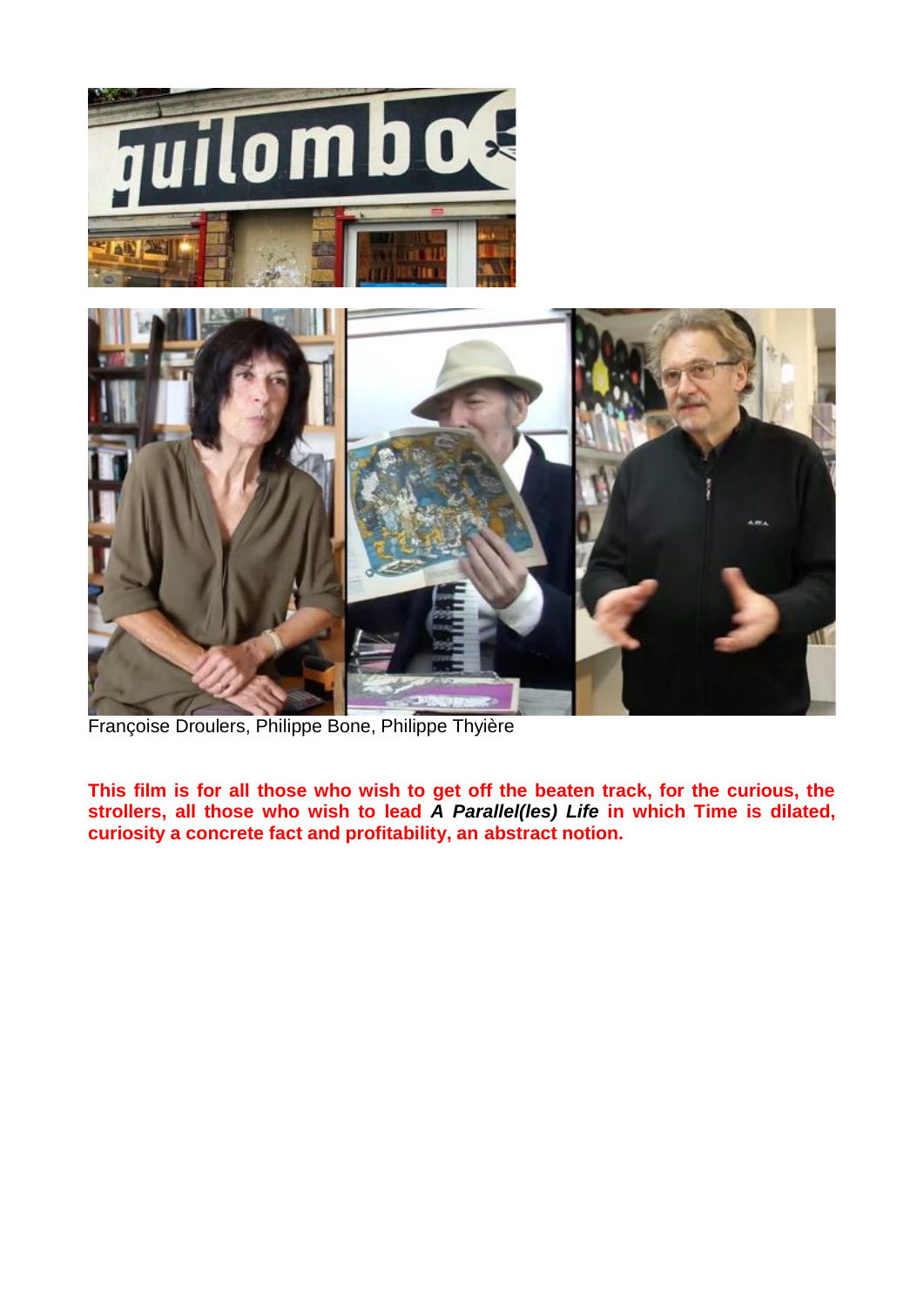Françoise Droulers, Philippe Bone, Philippe Thyière

**This film is for all those who wish to get off the beaten track, for the curious, the strollers, all those who wish to lead *A Parallel(les) Life* in which Time is dilated, curiosity a concrete fact and profitability, an abstract notion.**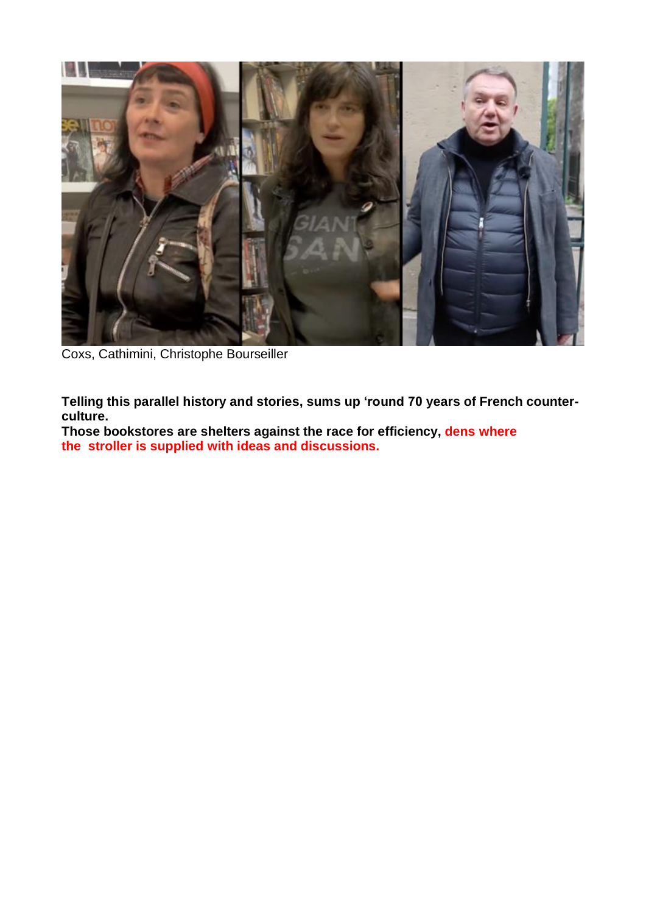Coxs, Cathimini, Christophe Bourseiller

**Telling this parallel history and stories, sums up 'round 70 years of French counter-culture.**
**Those bookstores are shelters against the race for efficiency, dens where the stroller is supplied with ideas and discussions.**